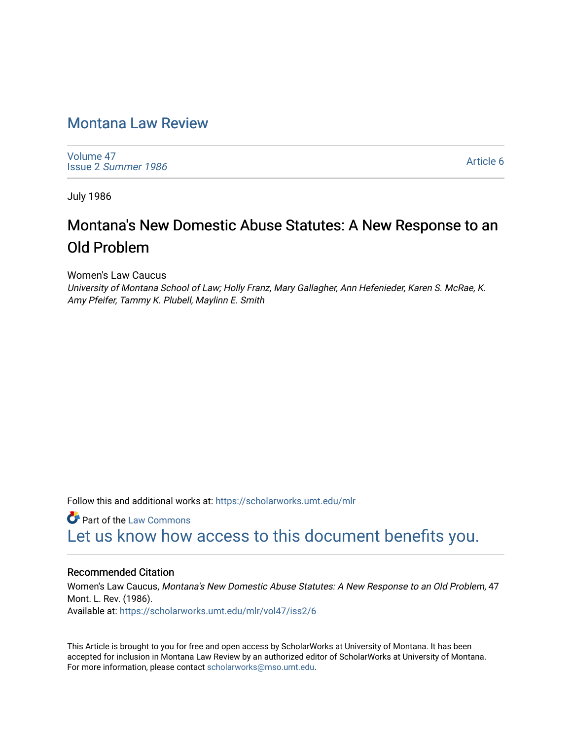# Montana Law Review

Volume 47
Issue 2 *Summer 1986*

Article 6

July 1986

## Montana's New Domestic Abuse Statutes: A New Response to an Old Problem

Women's Law Caucus

*University of Montana School of Law; Holly Franz, Mary Gallagher, Ann Hefenieder, Karen S. McRae, K. Amy Pfeifer, Tammy K. Plubell, Maylinn E. Smith*

Follow this and additional works at: https://scholarworks.umt.edu/mlr

Part of the Law Commons

Let us know how access to this document benefits you.

### Recommended Citation

Women's Law Caucus, *Montana's New Domestic Abuse Statutes: A New Response to an Old Problem,* 47 Mont. L. Rev. (1986).

Available at: https://scholarworks.umt.edu/mlr/vol47/iss2/6

This Article is brought to you for free and open access by ScholarWorks at University of Montana. It has been accepted for inclusion in Montana Law Review by an authorized editor of ScholarWorks at University of Montana. For more information, please contact scholarworks@mso.umt.edu.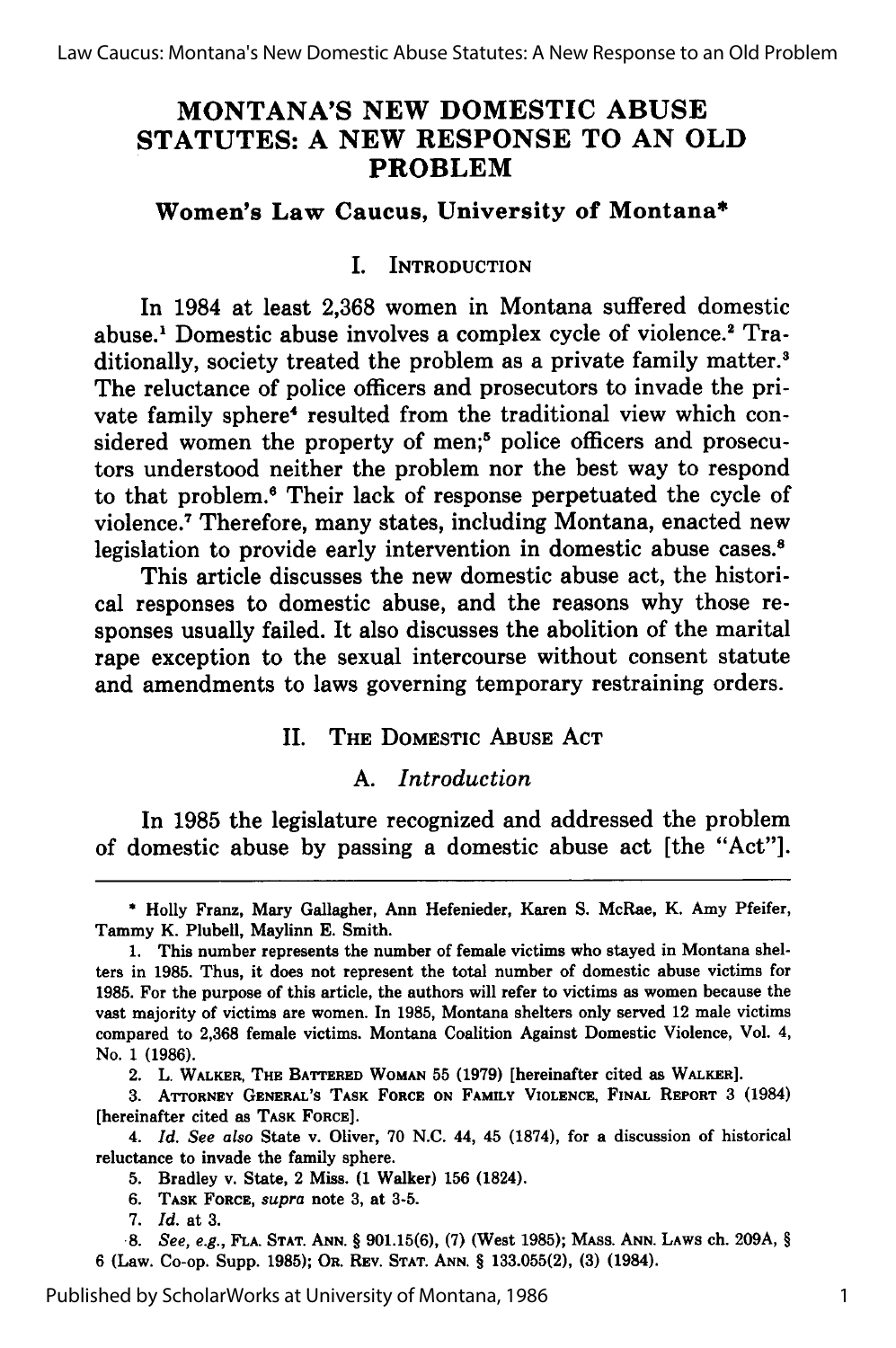# MONTANA'S NEW DOMESTIC ABUSE STATUTES: A NEW RESPONSE TO AN OLD PROBLEM

### Women's Law Caucus, University of Montana*

## I. Introduction

In 1984 at least 2,368 women in Montana suffered domestic abuse.[1] Domestic abuse involves a complex cycle of violence.[2] Traditionally, society treated the problem as a private family matter.[3] The reluctance of police officers and prosecutors to invade the private family sphere[4] resulted from the traditional view which considered women the property of men;[5] police officers and prosecutors understood neither the problem nor the best way to respond to that problem.[6] Their lack of response perpetuated the cycle of violence.[7] Therefore, many states, including Montana, enacted new legislation to provide early intervention in domestic abuse cases.[8]

This article discusses the new domestic abuse act, the historical responses to domestic abuse, and the reasons why those responses usually failed. It also discusses the abolition of the marital rape exception to the sexual intercourse without consent statute and amendments to laws governing temporary restraining orders.

## II. The Domestic Abuse Act

### A. *Introduction*

In 1985 the legislature recognized and addressed the problem of domestic abuse by passing a domestic abuse act [the "Act"].

---

\* Holly Franz, Mary Gallagher, Ann Hefenieder, Karen S. McRae, K. Amy Pfeifer, Tammy K. Plubell, Maylinn E. Smith.

1. This number represents the number of female victims who stayed in Montana shelters in 1985. Thus, it does not represent the total number of domestic abuse victims for 1985. For the purpose of this article, the authors will refer to victims as women because the vast majority of victims are women. In 1985, Montana shelters only served 12 male victims compared to 2,368 female victims. Montana Coalition Against Domestic Violence, Vol. 4, No. 1 (1986).

2. L. Walker, The Battered Woman 55 (1979) [hereinafter cited as Walker].

3. Attorney General's Task Force on Family Violence, Final Report 3 (1984) [hereinafter cited as Task Force].

4. *Id. See also* State v. Oliver, 70 N.C. 44, 45 (1874), for a discussion of historical reluctance to invade the family sphere.

5. Bradley v. State, 2 Miss. (1 Walker) 156 (1824).

6. Task Force, *supra* note 3, at 3-5.

7. *Id.* at 3.

8. *See, e.g.*, Fla. Stat. Ann. § 901.15(6), (7) (West 1985); Mass. Ann. Laws ch. 209A, § 6 (Law. Co-op. Supp. 1985); Or. Rev. Stat. Ann. § 133.055(2), (3) (1984).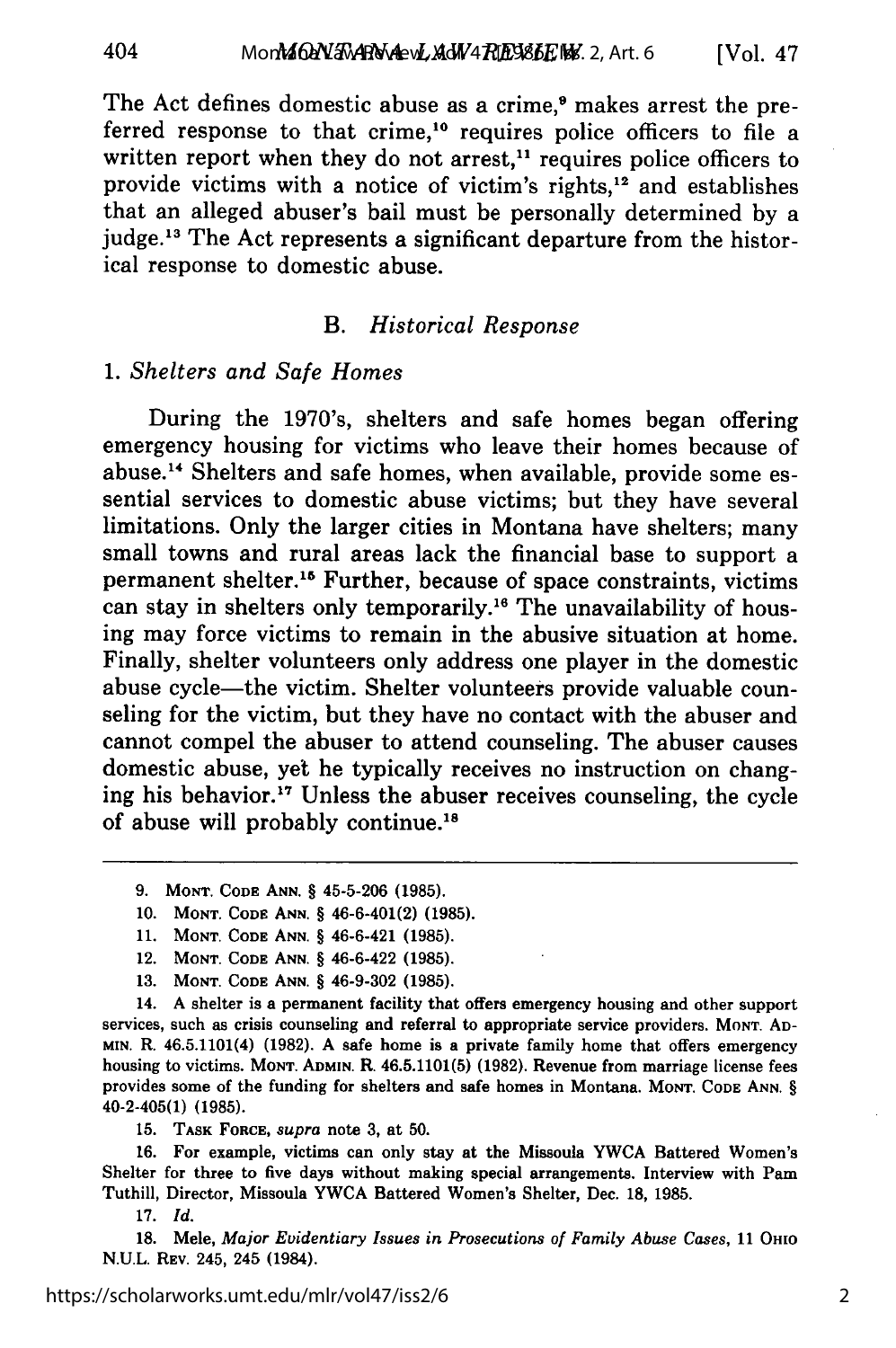The Act defines domestic abuse as a crime,[9] makes arrest the preferred response to that crime,[10] requires police officers to file a written report when they do not arrest,[11] requires police officers to provide victims with a notice of victim's rights,[12] and establishes that an alleged abuser's bail must be personally determined by a judge.[13] The Act represents a significant departure from the historical response to domestic abuse.

### B. *Historical Response*

#### 1. *Shelters and Safe Homes*

During the 1970's, shelters and safe homes began offering emergency housing for victims who leave their homes because of abuse.[14] Shelters and safe homes, when available, provide some essential services to domestic abuse victims; but they have several limitations. Only the larger cities in Montana have shelters; many small towns and rural areas lack the financial base to support a permanent shelter.[15] Further, because of space constraints, victims can stay in shelters only temporarily.[16] The unavailability of housing may force victims to remain in the abusive situation at home. Finally, shelter volunteers only address one player in the domestic abuse cycle—the victim. Shelter volunteers provide valuable counseling for the victim, but they have no contact with the abuser and cannot compel the abuser to attend counseling. The abuser causes domestic abuse, yet he typically receives no instruction on changing his behavior.[17] Unless the abuser receives counseling, the cycle of abuse will probably continue.[18]

---

9. MONT. CODE ANN. § 45-5-206 (1985).

10. MONT. CODE ANN. § 46-6-401(2) (1985).

11. MONT. CODE ANN. § 46-6-421 (1985).

12. MONT. CODE ANN. § 46-6-422 (1985).

13. MONT. CODE ANN. § 46-9-302 (1985).

14. A shelter is a permanent facility that offers emergency housing and other support services, such as crisis counseling and referral to appropriate service providers. MONT. ADMIN. R. 46.5.1101(4) (1982). A safe home is a private family home that offers emergency housing to victims. MONT. ADMIN. R. 46.5.1101(5) (1982). Revenue from marriage license fees provides some of the funding for shelters and safe homes in Montana. MONT. CODE ANN. § 40-2-405(1) (1985).

15. TASK FORCE, *supra* note 3, at 50.

16. For example, victims can only stay at the Missoula YWCA Battered Women's Shelter for three to five days without making special arrangements. Interview with Pam Tuthill, Director, Missoula YWCA Battered Women's Shelter, Dec. 18, 1985.

17. *Id.*

18. Mele, *Major Evidentiary Issues in Prosecutions of Family Abuse Cases*, 11 OHIO N.U.L. REV. 245, 245 (1984).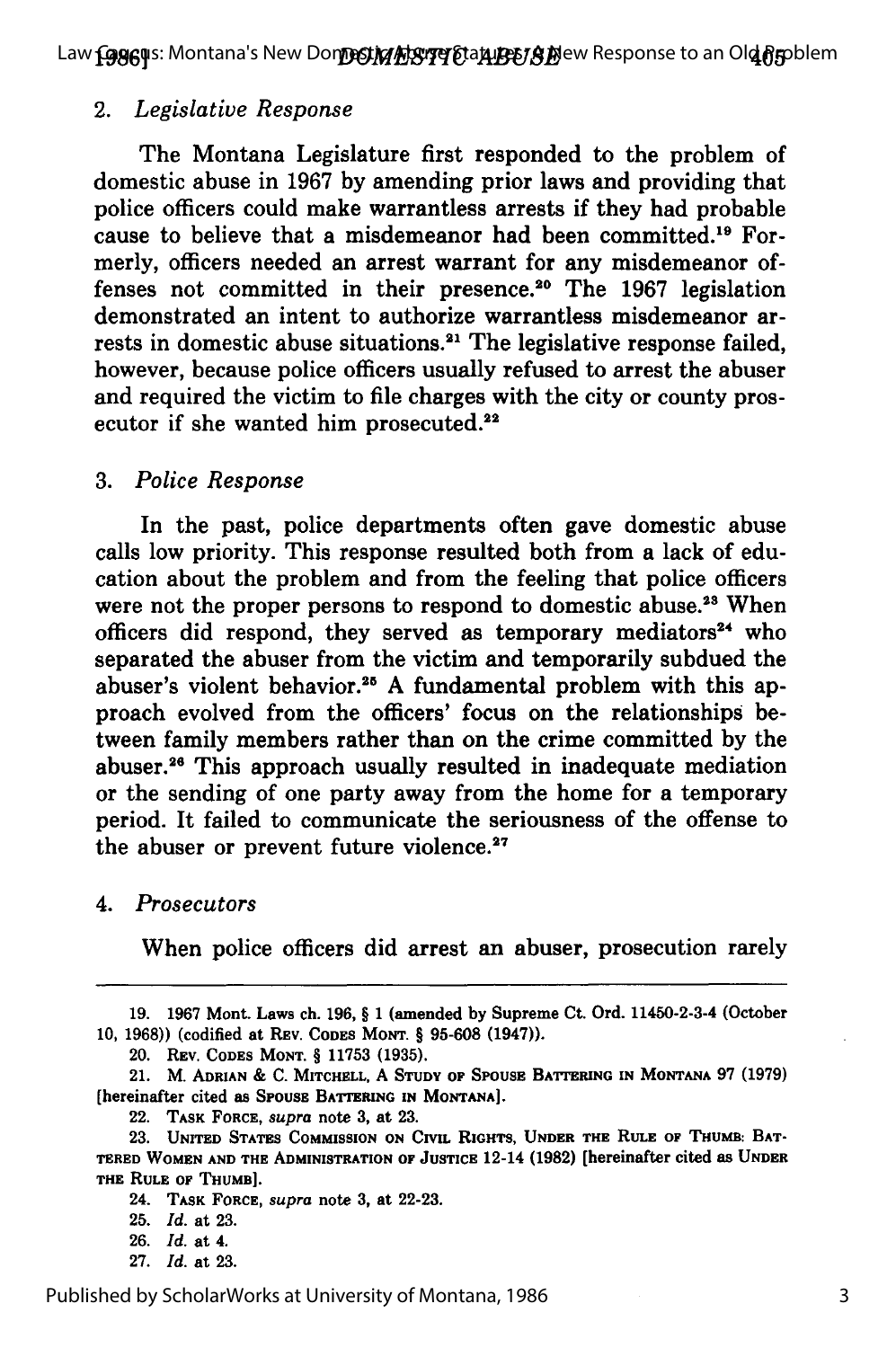### 2. *Legislative Response*

The Montana Legislature first responded to the problem of domestic abuse in 1967 by amending prior laws and providing that police officers could make warrantless arrests if they had probable cause to believe that a misdemeanor had been committed.[19] Formerly, officers needed an arrest warrant for any misdemeanor offenses not committed in their presence.[20] The 1967 legislation demonstrated an intent to authorize warrantless misdemeanor arrests in domestic abuse situations.[21] The legislative response failed, however, because police officers usually refused to arrest the abuser and required the victim to file charges with the city or county prosecutor if she wanted him prosecuted.[22]

### 3. *Police Response*

In the past, police departments often gave domestic abuse calls low priority. This response resulted both from a lack of education about the problem and from the feeling that police officers were not the proper persons to respond to domestic abuse.[23] When officers did respond, they served as temporary mediators[24] who separated the abuser from the victim and temporarily subdued the abuser's violent behavior.[25] A fundamental problem with this approach evolved from the officers' focus on the relationships between family members rather than on the crime committed by the abuser.[26] This approach usually resulted in inadequate mediation or the sending of one party away from the home for a temporary period. It failed to communicate the seriousness of the offense to the abuser or prevent future violence.[27]

### 4. *Prosecutors*

When police officers did arrest an abuser, prosecution rarely

---

19. 1967 Mont. Laws ch. 196, § 1 (amended by Supreme Ct. Ord. 11450-2-3-4 (October 10, 1968)) (codified at REV. CODES MONT. § 95-608 (1947)).

20. REV. CODES MONT. § 11753 (1935).

21. M. ADRIAN & C. MITCHELL, A STUDY OF SPOUSE BATTERING IN MONTANA 97 (1979) [hereinafter cited as SPOUSE BATTERING IN MONTANA].

22. TASK FORCE, *supra* note 3, at 23.

23. UNITED STATES COMMISSION ON CIVIL RIGHTS, UNDER THE RULE OF THUMB: BATTERED WOMEN AND THE ADMINISTRATION OF JUSTICE 12-14 (1982) [hereinafter cited as UNDER THE RULE OF THUMB].

24. TASK FORCE, *supra* note 3, at 22-23.

25. *Id.* at 23.

26. *Id.* at 4.

27. *Id.* at 23.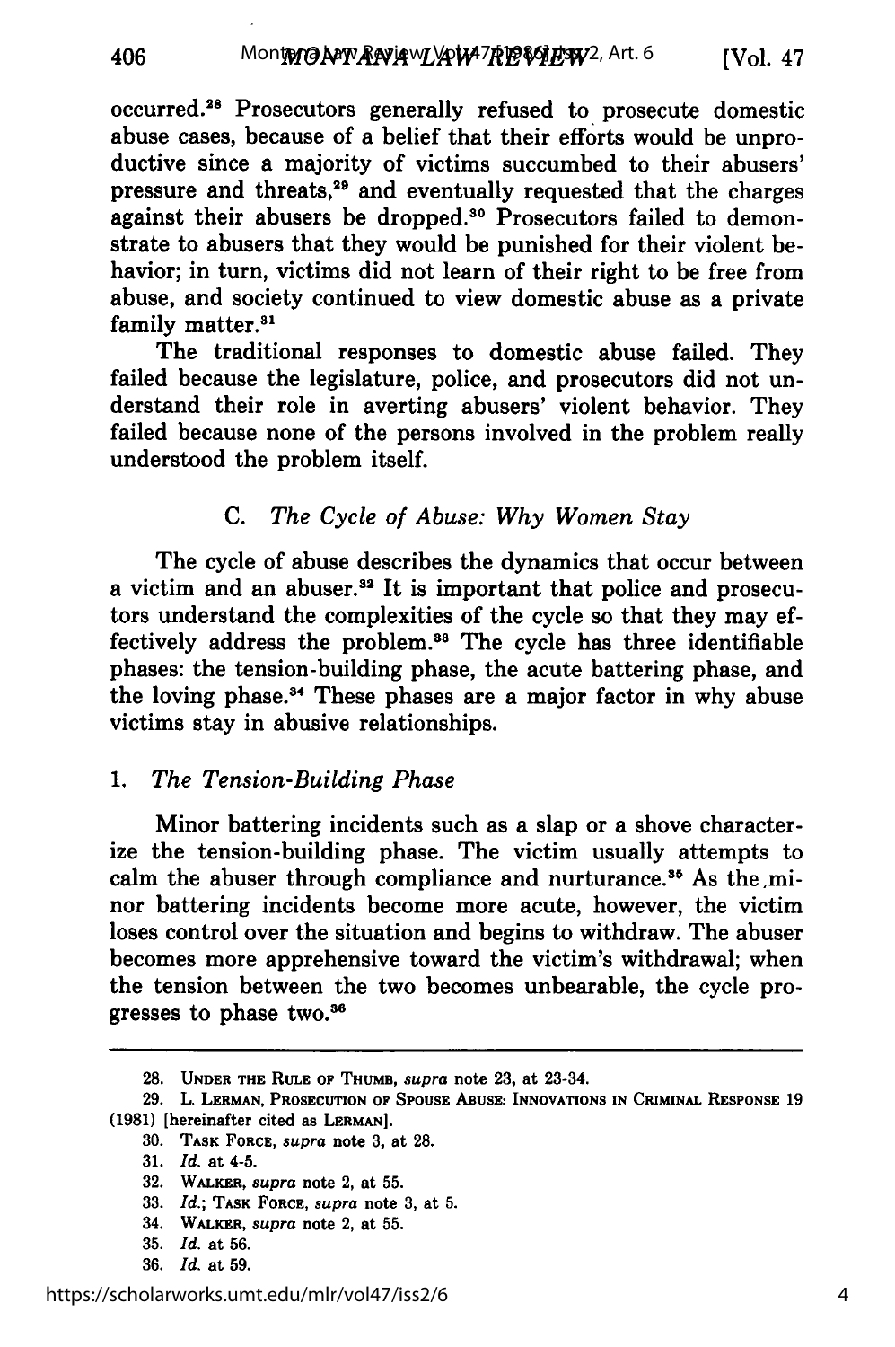occurred.[28] Prosecutors generally refused to prosecute domestic abuse cases, because of a belief that their efforts would be unproductive since a majority of victims succumbed to their abusers' pressure and threats,[29] and eventually requested that the charges against their abusers be dropped.[30] Prosecutors failed to demonstrate to abusers that they would be punished for their violent behavior; in turn, victims did not learn of their right to be free from abuse, and society continued to view domestic abuse as a private family matter.[31]

The traditional responses to domestic abuse failed. They failed because the legislature, police, and prosecutors did not understand their role in averting abusers' violent behavior. They failed because none of the persons involved in the problem really understood the problem itself.

### C. *The Cycle of Abuse: Why Women Stay*

The cycle of abuse describes the dynamics that occur between a victim and an abuser.[32] It is important that police and prosecutors understand the complexities of the cycle so that they may effectively address the problem.[33] The cycle has three identifiable phases: the tension-building phase, the acute battering phase, and the loving phase.[34] These phases are a major factor in why abuse victims stay in abusive relationships.

#### 1. *The Tension-Building Phase*

Minor battering incidents such as a slap or a shove characterize the tension-building phase. The victim usually attempts to calm the abuser through compliance and nurturance.[35] As the minor battering incidents become more acute, however, the victim loses control over the situation and begins to withdraw. The abuser becomes more apprehensive toward the victim's withdrawal; when the tension between the two becomes unbearable, the cycle progresses to phase two.[36]

---

28. UNDER THE RULE OF THUMB, *supra* note 23, at 23-34.

29. L. LERMAN, PROSECUTION OF SPOUSE ABUSE: INNOVATIONS IN CRIMINAL RESPONSE 19 (1981) [hereinafter cited as LERMAN].

30. TASK FORCE, *supra* note 3, at 28.

31. *Id.* at 4-5.

32. WALKER, *supra* note 2, at 55.

33. *Id.*; TASK FORCE, *supra* note 3, at 5.

34. WALKER, *supra* note 2, at 55.

35. *Id.* at 56.

36. *Id.* at 59.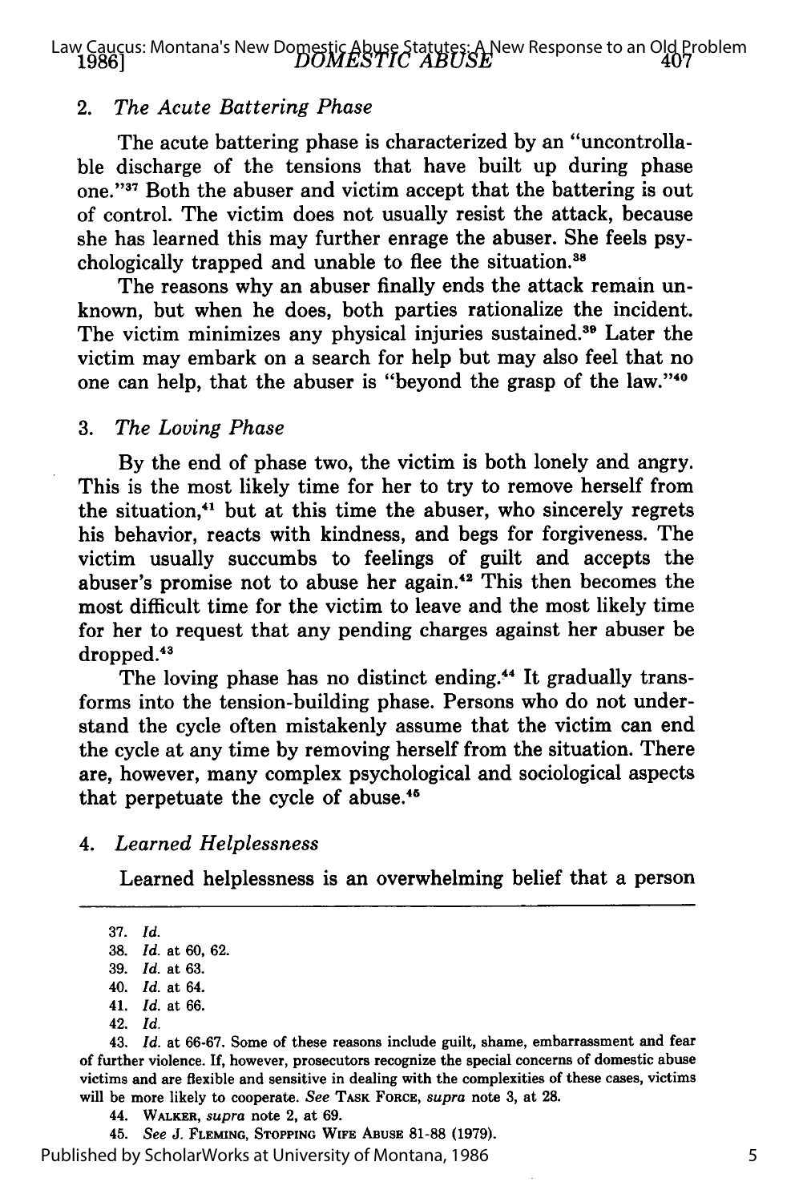### 2. *The Acute Battering Phase*

The acute battering phase is characterized by an "uncontrollable discharge of the tensions that have built up during phase one."[37] Both the abuser and victim accept that the battering is out of control. The victim does not usually resist the attack, because she has learned this may further enrage the abuser. She feels psychologically trapped and unable to flee the situation.[38]

The reasons why an abuser finally ends the attack remain unknown, but when he does, both parties rationalize the incident. The victim minimizes any physical injuries sustained.[39] Later the victim may embark on a search for help but may also feel that no one can help, that the abuser is "beyond the grasp of the law."[40]

### 3. *The Loving Phase*

By the end of phase two, the victim is both lonely and angry. This is the most likely time for her to try to remove herself from the situation,[41] but at this time the abuser, who sincerely regrets his behavior, reacts with kindness, and begs for forgiveness. The victim usually succumbs to feelings of guilt and accepts the abuser's promise not to abuse her again.[42] This then becomes the most difficult time for the victim to leave and the most likely time for her to request that any pending charges against her abuser be dropped.[43]

The loving phase has no distinct ending.[44] It gradually transforms into the tension-building phase. Persons who do not understand the cycle often mistakenly assume that the victim can end the cycle at any time by removing herself from the situation. There are, however, many complex psychological and sociological aspects that perpetuate the cycle of abuse.[45]

### 4. *Learned Helplessness*

Learned helplessness is an overwhelming belief that a person

---

37. *Id.*

38. *Id.* at 60, 62.

39. *Id.* at 63.

40. *Id.* at 64.

41. *Id.* at 66.

42. *Id.*

43. *Id.* at 66-67. Some of these reasons include guilt, shame, embarrassment and fear of further violence. If, however, prosecutors recognize the special concerns of domestic abuse victims and are flexible and sensitive in dealing with the complexities of these cases, victims will be more likely to cooperate. *See* TASK FORCE, *supra* note 3, at 28.

44. WALKER, *supra* note 2, at 69.

45. *See* J. FLEMING, STOPPING WIFE ABUSE 81-88 (1979).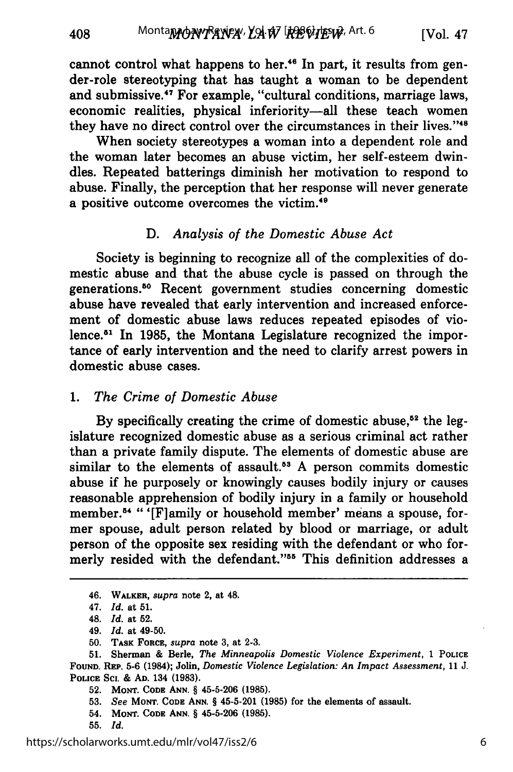cannot control what happens to her.[46] In part, it results from gender-role stereotyping that has taught a woman to be dependent and submissive.[47] For example, "cultural conditions, marriage laws, economic realities, physical inferiority—all these teach women they have no direct control over the circumstances in their lives."[48]

When society stereotypes a woman into a dependent role and the woman later becomes an abuse victim, her self-esteem dwindles. Repeated batterings diminish her motivation to respond to abuse. Finally, the perception that her response will never generate a positive outcome overcomes the victim.[49]

### D. *Analysis of the Domestic Abuse Act*

Society is beginning to recognize all of the complexities of domestic abuse and that the abuse cycle is passed on through the generations.[50] Recent government studies concerning domestic abuse have revealed that early intervention and increased enforcement of domestic abuse laws reduces repeated episodes of violence.[51] In 1985, the Montana Legislature recognized the importance of early intervention and the need to clarify arrest powers in domestic abuse cases.

#### 1. *The Crime of Domestic Abuse*

By specifically creating the crime of domestic abuse,[52] the legislature recognized domestic abuse as a serious criminal act rather than a private family dispute. The elements of domestic abuse are similar to the elements of assault.[53] A person commits domestic abuse if he purposely or knowingly causes bodily injury or causes reasonable apprehension of bodily injury in a family or household member.[54] " '[F]amily or household member' means a spouse, former spouse, adult person related by blood or marriage, or adult person of the opposite sex residing with the defendant or who formerly resided with the defendant."[55] This definition addresses a

---

46. WALKER, *supra* note 2, at 48.
47. *Id.* at 51.
48. *Id.* at 52.
49. *Id.* at 49-50.
50. TASK FORCE, *supra* note 3, at 2-3.
51. Sherman & Berle, *The Minneapolis Domestic Violence Experiment*, 1 POLICE FOUND. REP. 5-6 (1984); Jolin, *Domestic Violence Legislation: An Impact Assessment*, 11 J. POLICE SCI. & AD. 134 (1983).
52. MONT. CODE ANN. § 45-5-206 (1985).
53. *See* MONT. CODE ANN. § 45-5-201 (1985) for the elements of assault.
54. MONT. CODE ANN. § 45-5-206 (1985).
55. *Id.*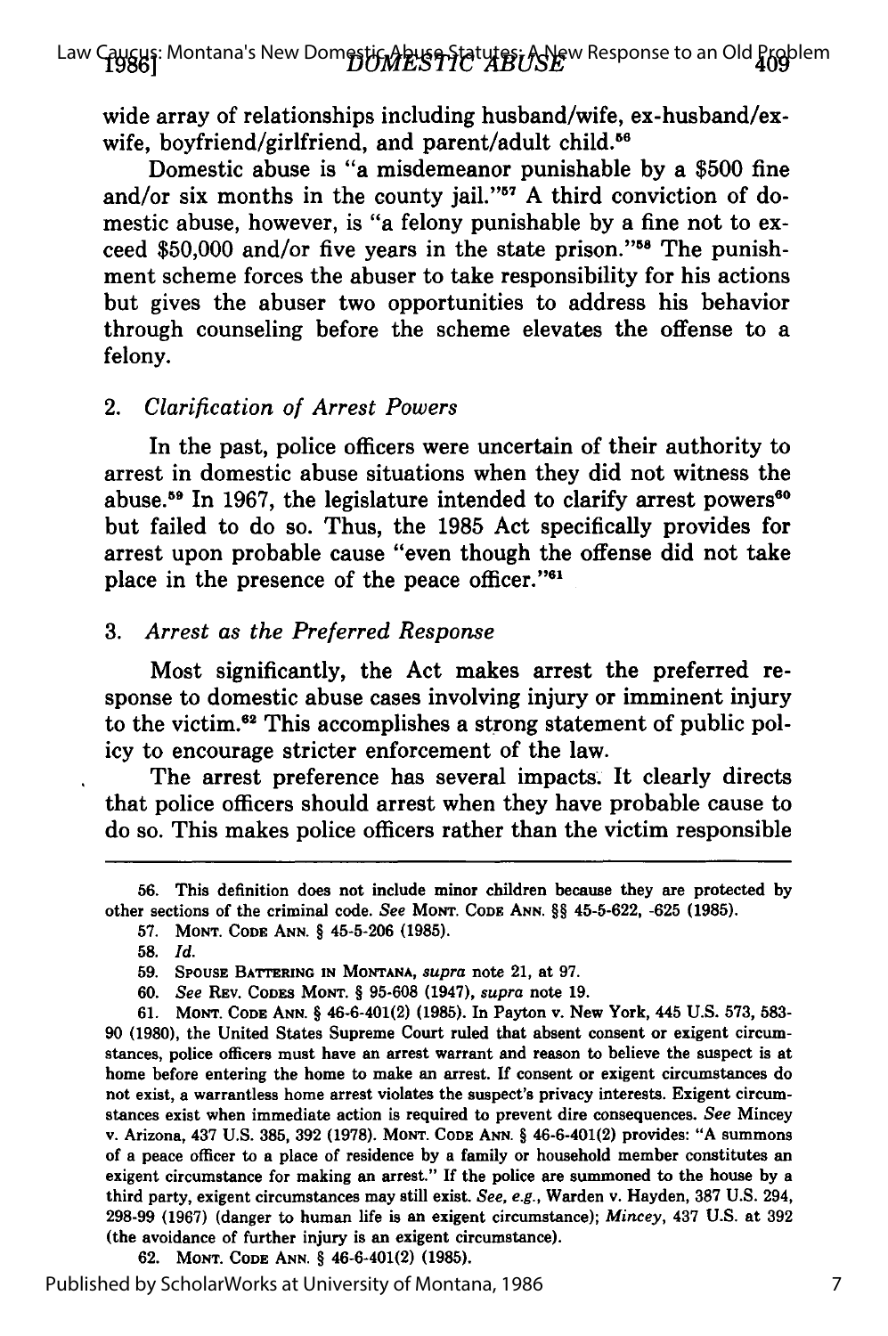wide array of relationships including husband/wife, ex-husband/ex-wife, boyfriend/girlfriend, and parent/adult child.[56]

Domestic abuse is "a misdemeanor punishable by a $500 fine and/or six months in the county jail."[57] A third conviction of domestic abuse, however, is "a felony punishable by a fine not to exceed $50,000 and/or five years in the state prison."[58] The punishment scheme forces the abuser to take responsibility for his actions but gives the abuser two opportunities to address his behavior through counseling before the scheme elevates the offense to a felony.

### 2. *Clarification of Arrest Powers*

In the past, police officers were uncertain of their authority to arrest in domestic abuse situations when they did not witness the abuse.[59] In 1967, the legislature intended to clarify arrest powers[60] but failed to do so. Thus, the 1985 Act specifically provides for arrest upon probable cause "even though the offense did not take place in the presence of the peace officer."[61]

### 3. *Arrest as the Preferred Response*

Most significantly, the Act makes arrest the preferred response to domestic abuse cases involving injury or imminent injury to the victim.[62] This accomplishes a strong statement of public policy to encourage stricter enforcement of the law.

The arrest preference has several impacts. It clearly directs that police officers should arrest when they have probable cause to do so. This makes police officers rather than the victim responsible

---

56. This definition does not include minor children because they are protected by other sections of the criminal code. *See* MONT. CODE ANN. §§ 45-5-622, -625 (1985).

57. MONT. CODE ANN. § 45-5-206 (1985).

58. *Id.*

59. SPOUSE BATTERING IN MONTANA, *supra* note 21, at 97.

60. *See* REV. CODES MONT. § 95-608 (1947), *supra* note 19.

61. MONT. CODE ANN. § 46-6-401(2) (1985). In Payton v. New York, 445 U.S. 573, 583-90 (1980), the United States Supreme Court ruled that absent consent or exigent circumstances, police officers must have an arrest warrant and reason to believe the suspect is at home before entering the home to make an arrest. If consent or exigent circumstances do not exist, a warrantless home arrest violates the suspect's privacy interests. Exigent circumstances exist when immediate action is required to prevent dire consequences. *See* Mincey v. Arizona, 437 U.S. 385, 392 (1978). MONT. CODE ANN. § 46-6-401(2) provides: "A summons of a peace officer to a place of residence by a family or household member constitutes an exigent circumstance for making an arrest." If the police are summoned to the house by a third party, exigent circumstances may still exist. *See, e.g.*, Warden v. Hayden, 387 U.S. 294, 298-99 (1967) (danger to human life is an exigent circumstance); *Mincey*, 437 U.S. at 392 (the avoidance of further injury is an exigent circumstance).

62. MONT. CODE ANN. § 46-6-401(2) (1985).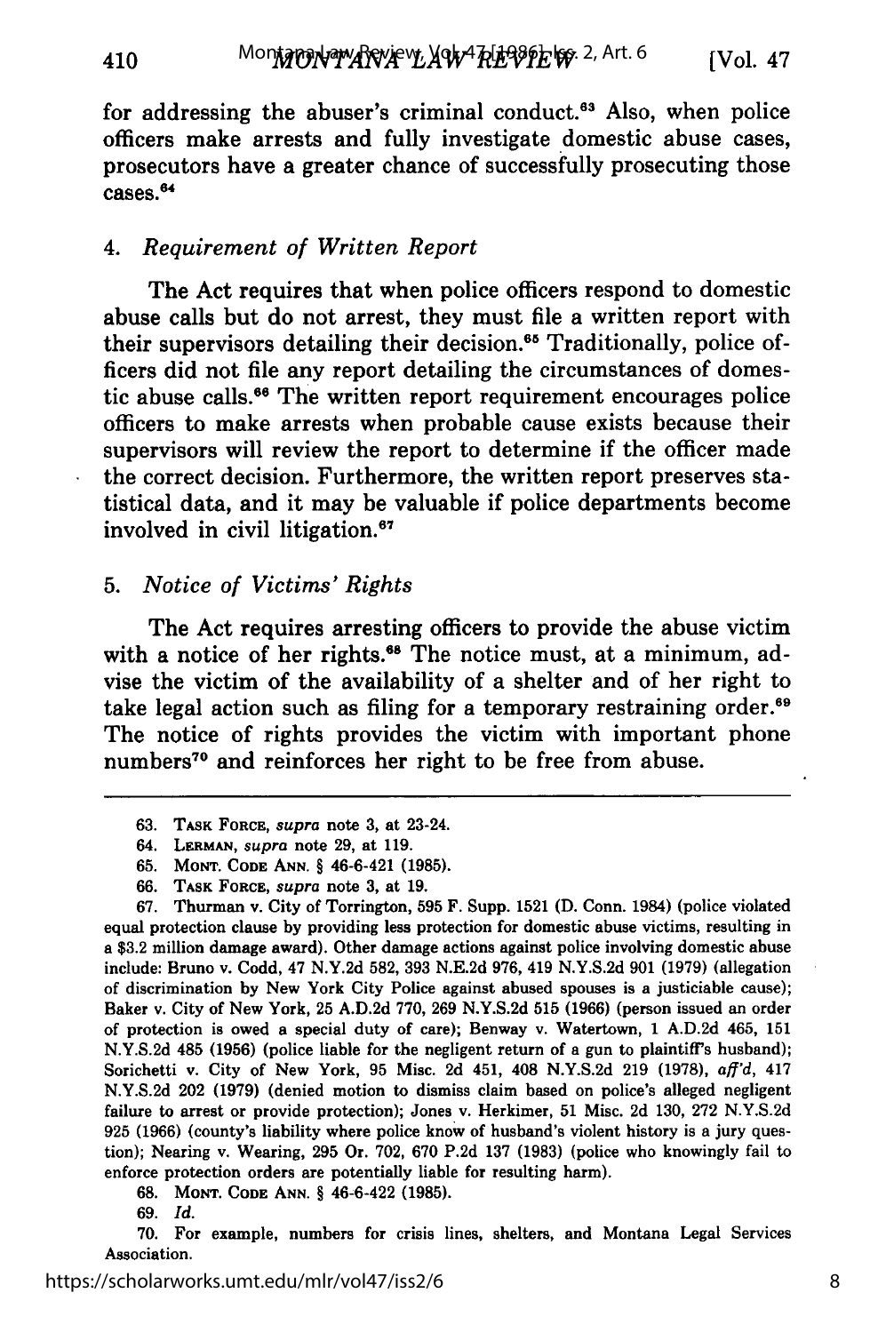for addressing the abuser's criminal conduct.[63] Also, when police officers make arrests and fully investigate domestic abuse cases, prosecutors have a greater chance of successfully prosecuting those cases.[64]

#### 4. *Requirement of Written Report*

The Act requires that when police officers respond to domestic abuse calls but do not arrest, they must file a written report with their supervisors detailing their decision.[65] Traditionally, police officers did not file any report detailing the circumstances of domestic abuse calls.[66] The written report requirement encourages police officers to make arrests when probable cause exists because their supervisors will review the report to determine if the officer made the correct decision. Furthermore, the written report preserves statistical data, and it may be valuable if police departments become involved in civil litigation.[67]

#### 5. *Notice of Victims' Rights*

The Act requires arresting officers to provide the abuse victim with a notice of her rights.[68] The notice must, at a minimum, advise the victim of the availability of a shelter and of her right to take legal action such as filing for a temporary restraining order.[69] The notice of rights provides the victim with important phone numbers[70] and reinforces her right to be free from abuse.

---

63. TASK FORCE, *supra* note 3, at 23-24.

64. LERMAN, *supra* note 29, at 119.

65. MONT. CODE ANN. § 46-6-421 (1985).

66. TASK FORCE, *supra* note 3, at 19.

67. Thurman v. City of Torrington, 595 F. Supp. 1521 (D. Conn. 1984) (police violated equal protection clause by providing less protection for domestic abuse victims, resulting in a $3.2 million damage award). Other damage actions against police involving domestic abuse include: Bruno v. Codd, 47 N.Y.2d 582, 393 N.E.2d 976, 419 N.Y.S.2d 901 (1979) (allegation of discrimination by New York City Police against abused spouses is a justiciable cause); Baker v. City of New York, 25 A.D.2d 770, 269 N.Y.S.2d 515 (1966) (person issued an order of protection is owed a special duty of care); Benway v. Watertown, 1 A.D.2d 465, 151 N.Y.S.2d 485 (1956) (police liable for the negligent return of a gun to plaintiff's husband); Sorichetti v. City of New York, 95 Misc. 2d 451, 408 N.Y.S.2d 219 (1978), *aff'd*, 417 N.Y.S.2d 202 (1979) (denied motion to dismiss claim based on police's alleged negligent failure to arrest or provide protection); Jones v. Herkimer, 51 Misc. 2d 130, 272 N.Y.S.2d 925 (1966) (county's liability where police know of husband's violent history is a jury question); Nearing v. Wearing, 295 Or. 702, 670 P.2d 137 (1983) (police who knowingly fail to enforce protection orders are potentially liable for resulting harm).

68. MONT. CODE ANN. § 46-6-422 (1985).

69. *Id.*

70. For example, numbers for crisis lines, shelters, and Montana Legal Services Association.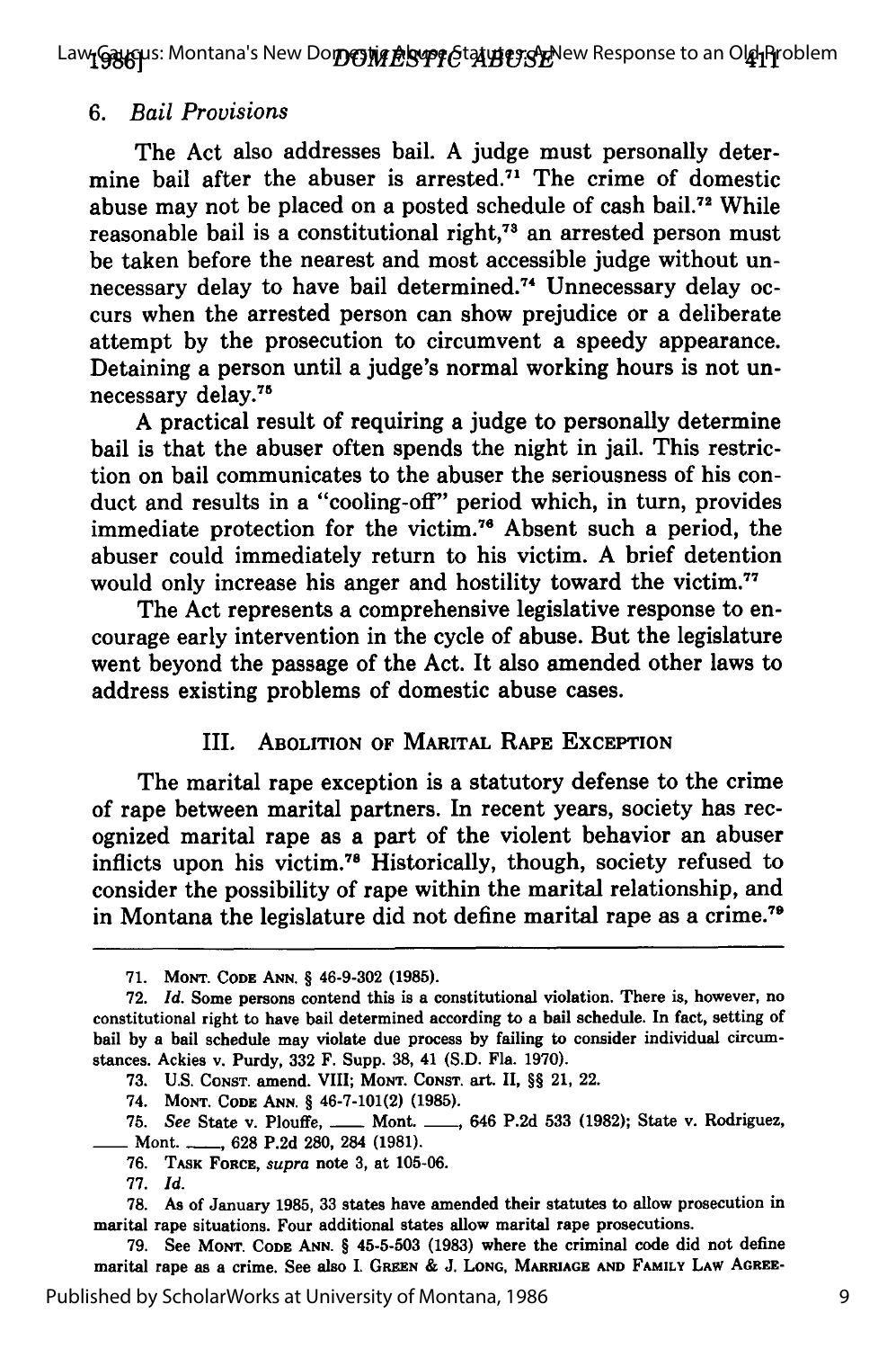### 6. *Bail Provisions*

The Act also addresses bail. A judge must personally determine bail after the abuser is arrested.[71] The crime of domestic abuse may not be placed on a posted schedule of cash bail.[72] While reasonable bail is a constitutional right,[73] an arrested person must be taken before the nearest and most accessible judge without unnecessary delay to have bail determined.[74] Unnecessary delay occurs when the arrested person can show prejudice or a deliberate attempt by the prosecution to circumvent a speedy appearance. Detaining a person until a judge's normal working hours is not unnecessary delay.[75]

A practical result of requiring a judge to personally determine bail is that the abuser often spends the night in jail. This restriction on bail communicates to the abuser the seriousness of his conduct and results in a "cooling-off" period which, in turn, provides immediate protection for the victim.[76] Absent such a period, the abuser could immediately return to his victim. A brief detention would only increase his anger and hostility toward the victim.[77]

The Act represents a comprehensive legislative response to encourage early intervention in the cycle of abuse. But the legislature went beyond the passage of the Act. It also amended other laws to address existing problems of domestic abuse cases.

## III. Abolition of Marital Rape Exception

The marital rape exception is a statutory defense to the crime of rape between marital partners. In recent years, society has recognized marital rape as a part of the violent behavior an abuser inflicts upon his victim.[78] Historically, though, society refused to consider the possibility of rape within the marital relationship, and in Montana the legislature did not define marital rape as a crime.[79]

---

71. Mont. Code Ann. § 46-9-302 (1985).

72. *Id.* Some persons contend this is a constitutional violation. There is, however, no constitutional right to have bail determined according to a bail schedule. In fact, setting of bail by a bail schedule may violate due process by failing to consider individual circumstances. Ackies v. Purdy, 332 F. Supp. 38, 41 (S.D. Fla. 1970).

73. U.S. Const. amend. VIII; Mont. Const. art. II, §§ 21, 22.

74. Mont. Code Ann. § 46-7-101(2) (1985).

75. *See* State v. Plouffe, \_\_\_ Mont. \_\_\_, 646 P.2d 533 (1982); State v. Rodriguez, \_\_\_ Mont. \_\_\_, 628 P.2d 280, 284 (1981).

76. Task Force, *supra* note 3, at 105-06.

77. *Id.*

78. As of January 1985, 33 states have amended their statutes to allow prosecution in marital rape situations. Four additional states allow marital rape prosecutions.

79. See Mont. Code Ann. § 45-5-503 (1983) where the criminal code did not define marital rape as a crime. See also I. Green & J. Long, Marriage and Family Law Agree-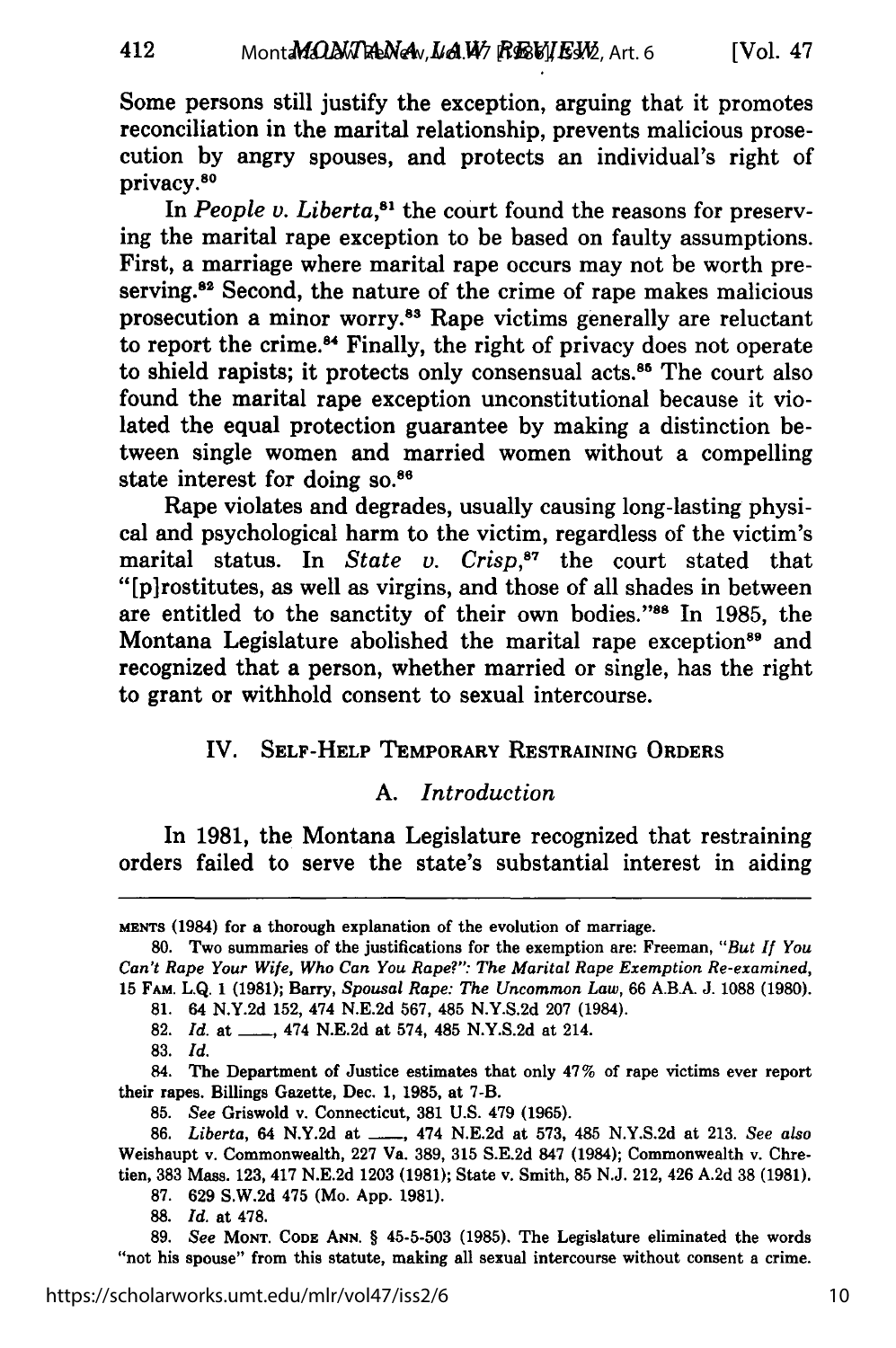Some persons still justify the exception, arguing that it promotes reconciliation in the marital relationship, prevents malicious prosecution by angry spouses, and protects an individual's right of privacy.[80]

In *People v. Liberta*,[81] the court found the reasons for preserving the marital rape exception to be based on faulty assumptions. First, a marriage where marital rape occurs may not be worth preserving.[82] Second, the nature of the crime of rape makes malicious prosecution a minor worry.[83] Rape victims generally are reluctant to report the crime.[84] Finally, the right of privacy does not operate to shield rapists; it protects only consensual acts.[85] The court also found the marital rape exception unconstitutional because it violated the equal protection guarantee by making a distinction between single women and married women without a compelling state interest for doing so.[86]

Rape violates and degrades, usually causing long-lasting physical and psychological harm to the victim, regardless of the victim's marital status. In *State v. Crisp*,[87] the court stated that "[p]rostitutes, as well as virgins, and those of all shades in between are entitled to the sanctity of their own bodies."[88] In 1985, the Montana Legislature abolished the marital rape exception[89] and recognized that a person, whether married or single, has the right to grant or withhold consent to sexual intercourse.

## IV. Self-Help Temporary Restraining Orders

### A. *Introduction*

In 1981, the Montana Legislature recognized that restraining orders failed to serve the state's substantial interest in aiding

---

MENTS (1984) for a thorough explanation of the evolution of marriage.

80. Two summaries of the justifications for the exemption are: Freeman, *"But If You Can't Rape Your Wife, Who Can You Rape?": The Marital Rape Exemption Re-examined*, 15 FAM. L.Q. 1 (1981); Barry, *Spousal Rape: The Uncommon Law*, 66 A.B.A. J. 1088 (1980).

81. 64 N.Y.2d 152, 474 N.E.2d 567, 485 N.Y.S.2d 207 (1984).

82. *Id.* at \_\_\_, 474 N.E.2d at 574, 485 N.Y.S.2d at 214.

83. *Id.*

84. The Department of Justice estimates that only 47% of rape victims ever report their rapes. Billings Gazette, Dec. 1, 1985, at 7-B.

85. *See* Griswold v. Connecticut, 381 U.S. 479 (1965).

86. *Liberta*, 64 N.Y.2d at \_\_\_, 474 N.E.2d at 573, 485 N.Y.S.2d at 213. *See also* Weishaupt v. Commonwealth, 227 Va. 389, 315 S.E.2d 847 (1984); Commonwealth v. Chretien, 383 Mass. 123, 417 N.E.2d 1203 (1981); State v. Smith, 85 N.J. 212, 426 A.2d 38 (1981).

87. 629 S.W.2d 475 (Mo. App. 1981).

88. *Id.* at 478.

89. *See* MONT. CODE ANN. § 45-5-503 (1985). The Legislature eliminated the words "not his spouse" from this statute, making all sexual intercourse without consent a crime.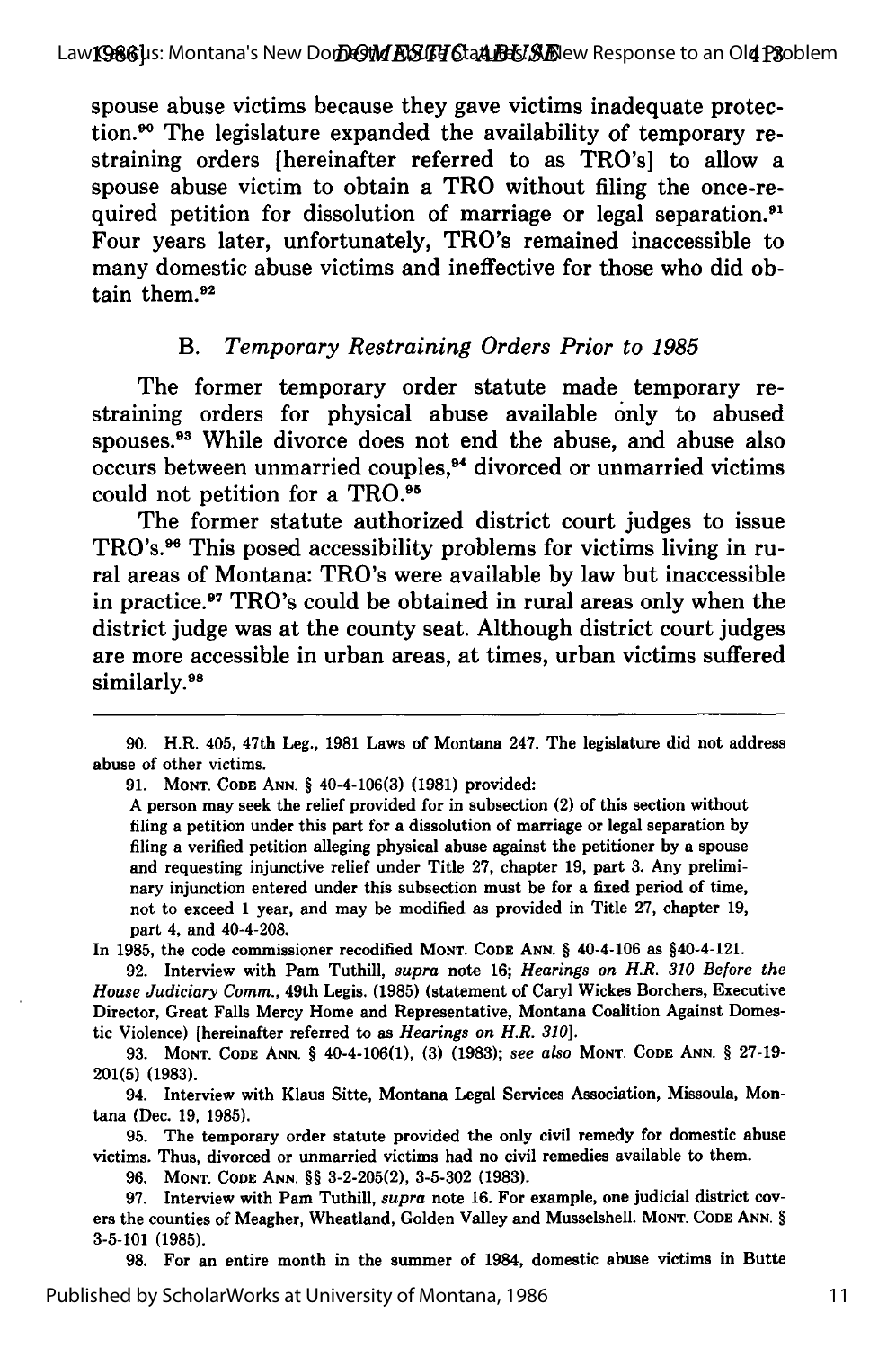spouse abuse victims because they gave victims inadequate protection.[90] The legislature expanded the availability of temporary restraining orders [hereinafter referred to as TRO's] to allow a spouse abuse victim to obtain a TRO without filing the once-required petition for dissolution of marriage or legal separation.[91] Four years later, unfortunately, TRO's remained inaccessible to many domestic abuse victims and ineffective for those who did obtain them.[92]

### B. *Temporary Restraining Orders Prior to 1985*

The former temporary order statute made temporary restraining orders for physical abuse available only to abused spouses.[93] While divorce does not end the abuse, and abuse also occurs between unmarried couples,[94] divorced or unmarried victims could not petition for a TRO.[95]

The former statute authorized district court judges to issue TRO's.[96] This posed accessibility problems for victims living in rural areas of Montana: TRO's were available by law but inaccessible in practice.[97] TRO's could be obtained in rural areas only when the district judge was at the county seat. Although district court judges are more accessible in urban areas, at times, urban victims suffered similarly.[98]

---

90. H.R. 405, 47th Leg., 1981 Laws of Montana 247. The legislature did not address abuse of other victims.

91. MONT. CODE ANN. § 40-4-106(3) (1981) provided:

A person may seek the relief provided for in subsection (2) of this section without filing a petition under this part for a dissolution of marriage or legal separation by filing a verified petition alleging physical abuse against the petitioner by a spouse and requesting injunctive relief under Title 27, chapter 19, part 3. Any preliminary injunction entered under this subsection must be for a fixed period of time, not to exceed 1 year, and may be modified as provided in Title 27, chapter 19, part 4, and 40-4-208.

In 1985, the code commissioner recodified MONT. CODE ANN. § 40-4-106 as §40-4-121.

92. Interview with Pam Tuthill, *supra* note 16; *Hearings on H.R. 310 Before the House Judiciary Comm.*, 49th Legis. (1985) (statement of Caryl Wickes Borchers, Executive Director, Great Falls Mercy Home and Representative, Montana Coalition Against Domestic Violence) [hereinafter referred to as *Hearings on H.R. 310*].

93. MONT. CODE ANN. § 40-4-106(1), (3) (1983); *see also* MONT. CODE ANN. § 27-19-201(5) (1983).

94. Interview with Klaus Sitte, Montana Legal Services Association, Missoula, Montana (Dec. 19, 1985).

95. The temporary order statute provided the only civil remedy for domestic abuse victims. Thus, divorced or unmarried victims had no civil remedies available to them.

96. MONT. CODE ANN. §§ 3-2-205(2), 3-5-302 (1983).

97. Interview with Pam Tuthill, *supra* note 16. For example, one judicial district covers the counties of Meagher, Wheatland, Golden Valley and Musselshell. MONT. CODE ANN. § 3-5-101 (1985).

98. For an entire month in the summer of 1984, domestic abuse victims in Butte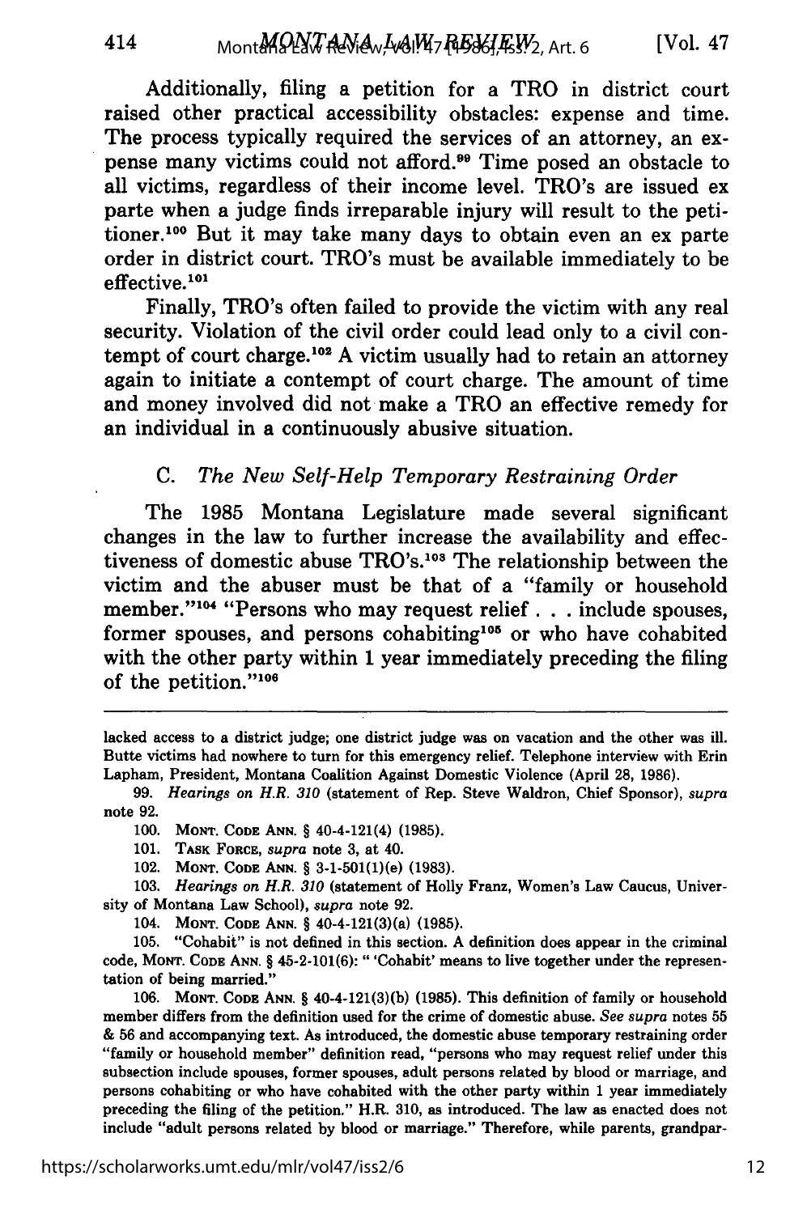Additionally, filing a petition for a TRO in district court raised other practical accessibility obstacles: expense and time. The process typically required the services of an attorney, an expense many victims could not afford.[99] Time posed an obstacle to all victims, regardless of their income level. TRO's are issued ex parte when a judge finds irreparable injury will result to the petitioner.[100] But it may take many days to obtain even an ex parte order in district court. TRO's must be available immediately to be effective.[101]

Finally, TRO's often failed to provide the victim with any real security. Violation of the civil order could lead only to a civil contempt of court charge.[102] A victim usually had to retain an attorney again to initiate a contempt of court charge. The amount of time and money involved did not make a TRO an effective remedy for an individual in a continuously abusive situation.

### C. *The New Self-Help Temporary Restraining Order*

The 1985 Montana Legislature made several significant changes in the law to further increase the availability and effectiveness of domestic abuse TRO's.[103] The relationship between the victim and the abuser must be that of a "family or household member."[104] "Persons who may request relief . . . include spouses, former spouses, and persons cohabiting[105] or who have cohabited with the other party within 1 year immediately preceding the filing of the petition."[106]

---

lacked access to a district judge; one district judge was on vacation and the other was ill. Butte victims had nowhere to turn for this emergency relief. Telephone interview with Erin Lapham, President, Montana Coalition Against Domestic Violence (April 28, 1986).

99. *Hearings on H.R. 310* (statement of Rep. Steve Waldron, Chief Sponsor), *supra* note 92.

100. MONT. CODE ANN. § 40-4-121(4) (1985).

101. TASK FORCE, *supra* note 3, at 40.

102. MONT. CODE ANN. § 3-1-501(1)(e) (1983).

103. *Hearings on H.R. 310* (statement of Holly Franz, Women's Law Caucus, University of Montana Law School), *supra* note 92.

104. MONT. CODE ANN. § 40-4-121(3)(a) (1985).

105. "Cohabit" is not defined in this section. A definition does appear in the criminal code, MONT. CODE ANN. § 45-2-101(6): " 'Cohabit' means to live together under the representation of being married."

106. MONT. CODE ANN. § 40-4-121(3)(b) (1985). This definition of family or household member differs from the definition used for the crime of domestic abuse. *See supra* notes 55 & 56 and accompanying text. As introduced, the domestic abuse temporary restraining order "family or household member" definition read, "persons who may request relief under this subsection include spouses, former spouses, adult persons related by blood or marriage, and persons cohabiting or who have cohabited with the other party within 1 year immediately preceding the filing of the petition." H.R. 310, as introduced. The law as enacted does not include "adult persons related by blood or marriage." Therefore, while parents, grandpar-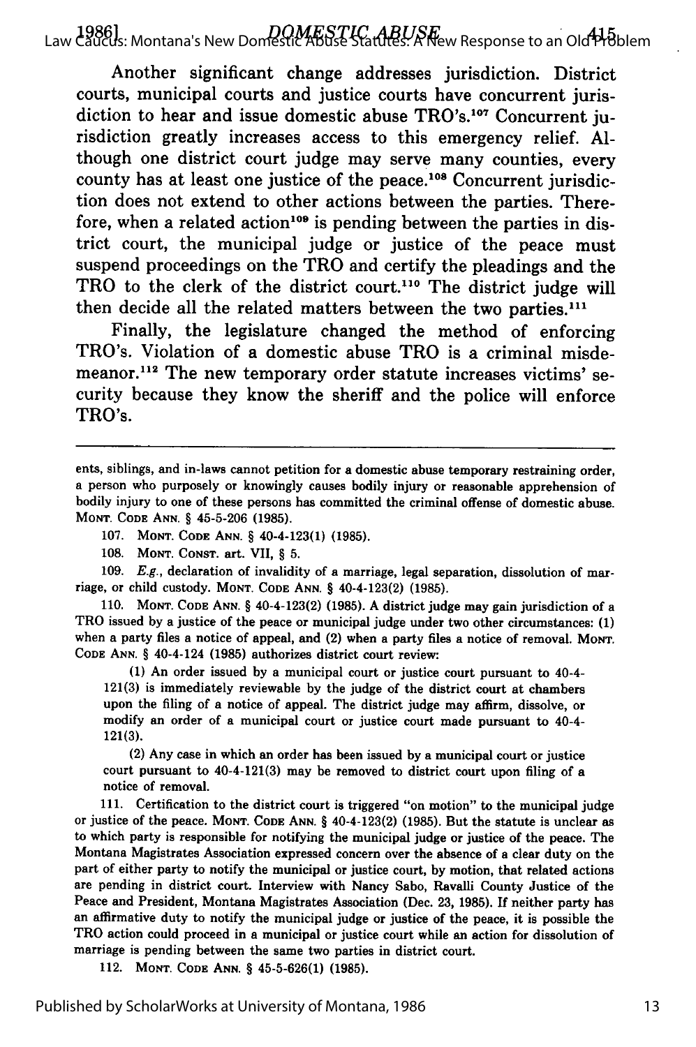Another significant change addresses jurisdiction. District courts, municipal courts and justice courts have concurrent jurisdiction to hear and issue domestic abuse TRO's.[107] Concurrent jurisdiction greatly increases access to this emergency relief. Although one district court judge may serve many counties, every county has at least one justice of the peace.[108] Concurrent jurisdiction does not extend to other actions between the parties. Therefore, when a related action[109] is pending between the parties in district court, the municipal judge or justice of the peace must suspend proceedings on the TRO and certify the pleadings and the TRO to the clerk of the district court.[110] The district judge will then decide all the related matters between the two parties.[111]

Finally, the legislature changed the method of enforcing TRO's. Violation of a domestic abuse TRO is a criminal misdemeanor.[112] The new temporary order statute increases victims' security because they know the sheriff and the police will enforce TRO's.

---

ents, siblings, and in-laws cannot petition for a domestic abuse temporary restraining order, a person who purposely or knowingly causes bodily injury or reasonable apprehension of bodily injury to one of these persons has committed the criminal offense of domestic abuse. MONT. CODE ANN. § 45-5-206 (1985).

107. MONT. CODE ANN. § 40-4-123(1) (1985).

108. MONT. CONST. art. VII, § 5.

109. *E.g.*, declaration of invalidity of a marriage, legal separation, dissolution of marriage, or child custody. MONT. CODE ANN. § 40-4-123(2) (1985).

110. MONT. CODE ANN. § 40-4-123(2) (1985). A district judge may gain jurisdiction of a TRO issued by a justice of the peace or municipal judge under two other circumstances: (1) when a party files a notice of appeal, and (2) when a party files a notice of removal. MONT. CODE ANN. § 40-4-124 (1985) authorizes district court review:

> (1) An order issued by a municipal court or justice court pursuant to 40-4-121(3) is immediately reviewable by the judge of the district court at chambers upon the filing of a notice of appeal. The district judge may affirm, dissolve, or modify an order of a municipal court or justice court made pursuant to 40-4-121(3).
>
> (2) Any case in which an order has been issued by a municipal court or justice court pursuant to 40-4-121(3) may be removed to district court upon filing of a notice of removal.

111. Certification to the district court is triggered "on motion" to the municipal judge or justice of the peace. MONT. CODE ANN. § 40-4-123(2) (1985). But the statute is unclear as to which party is responsible for notifying the municipal judge or justice of the peace. The Montana Magistrates Association expressed concern over the absence of a clear duty on the part of either party to notify the municipal or justice court, by motion, that related actions are pending in district court. Interview with Nancy Sabo, Ravalli County Justice of the Peace and President, Montana Magistrates Association (Dec. 23, 1985). If neither party has an affirmative duty to notify the municipal judge or justice of the peace, it is possible the TRO action could proceed in a municipal or justice court while an action for dissolution of marriage is pending between the same two parties in district court.

112. MONT. CODE ANN. § 45-5-626(1) (1985).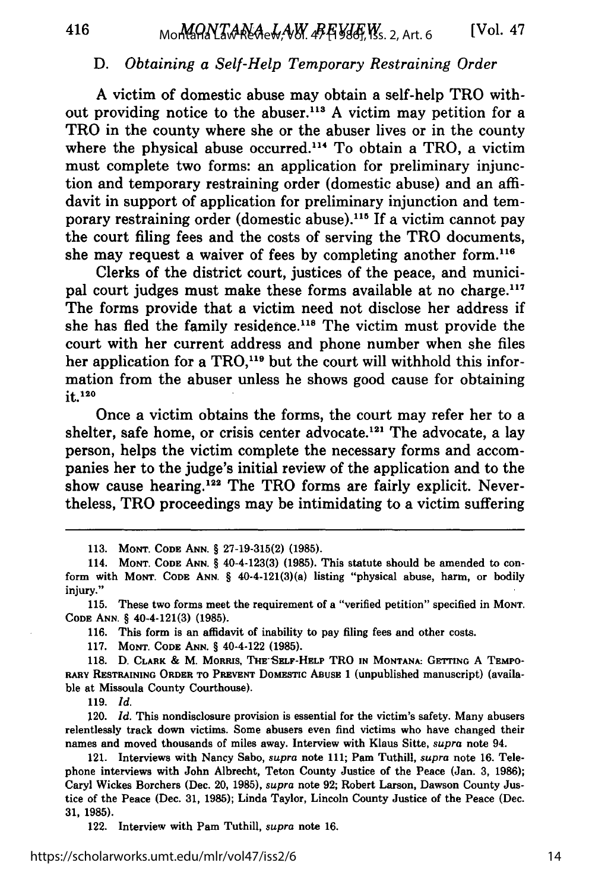### D. *Obtaining a Self-Help Temporary Restraining Order*

A victim of domestic abuse may obtain a self-help TRO without providing notice to the abuser.[113] A victim may petition for a TRO in the county where she or the abuser lives or in the county where the physical abuse occurred.[114] To obtain a TRO, a victim must complete two forms: an application for preliminary injunction and temporary restraining order (domestic abuse) and an affidavit in support of application for preliminary injunction and temporary restraining order (domestic abuse).[115] If a victim cannot pay the court filing fees and the costs of serving the TRO documents, she may request a waiver of fees by completing another form.[116]

Clerks of the district court, justices of the peace, and municipal court judges must make these forms available at no charge.[117] The forms provide that a victim need not disclose her address if she has fled the family residence.[118] The victim must provide the court with her current address and phone number when she files her application for a TRO,[119] but the court will withhold this information from the abuser unless he shows good cause for obtaining it.[120]

Once a victim obtains the forms, the court may refer her to a shelter, safe home, or crisis center advocate.[121] The advocate, a lay person, helps the victim complete the necessary forms and accompanies her to the judge's initial review of the application and to the show cause hearing.[122] The TRO forms are fairly explicit. Nevertheless, TRO proceedings may be intimidating to a victim suffering

---

113. MONT. CODE ANN. § 27-19-315(2) (1985).

114. MONT. CODE ANN. § 40-4-123(3) (1985). This statute should be amended to conform with MONT. CODE ANN. § 40-4-121(3)(a) listing "physical abuse, harm, or bodily injury."

115. These two forms meet the requirement of a "verified petition" specified in MONT. CODE ANN. § 40-4-121(3) (1985).

116. This form is an affidavit of inability to pay filing fees and other costs.

117. MONT. CODE ANN. § 40-4-122 (1985).

118. D. CLARK & M. MORRIS, THE SELF-HELP TRO IN MONTANA: GETTING A TEMPORARY RESTRAINING ORDER TO PREVENT DOMESTIC ABUSE 1 (unpublished manuscript) (available at Missoula County Courthouse).

119. *Id.*

120. *Id.* This nondisclosure provision is essential for the victim's safety. Many abusers relentlessly track down victims. Some abusers even find victims who have changed their names and moved thousands of miles away. Interview with Klaus Sitte, *supra* note 94.

121. Interviews with Nancy Sabo, *supra* note 111; Pam Tuthill, *supra* note 16. Telephone interviews with John Albrecht, Teton County Justice of the Peace (Jan. 3, 1986); Caryl Wickes Borchers (Dec. 20, 1985), *supra* note 92; Robert Larson, Dawson County Justice of the Peace (Dec. 31, 1985); Linda Taylor, Lincoln County Justice of the Peace (Dec. 31, 1985).

122. Interview with Pam Tuthill, *supra* note 16.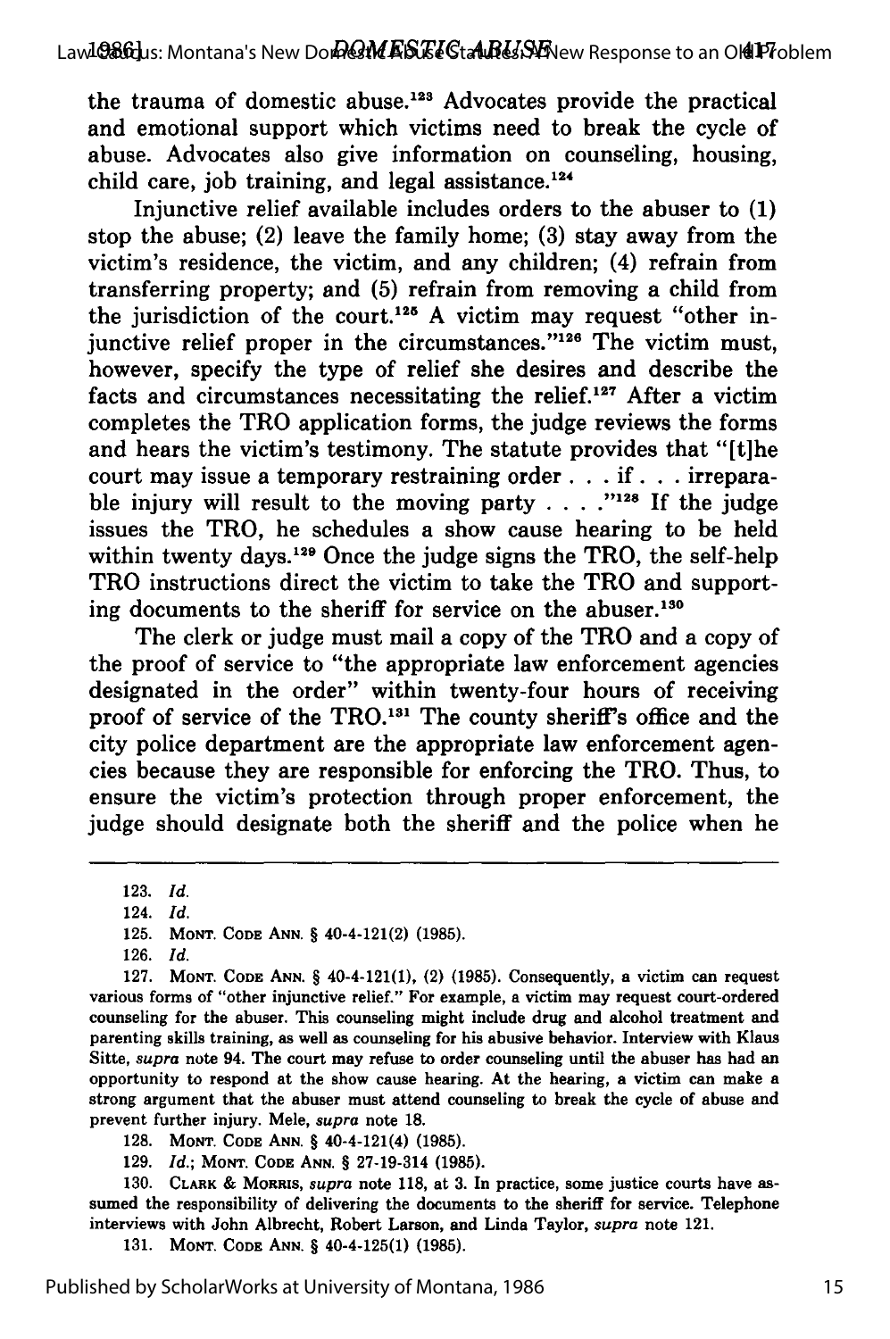the trauma of domestic abuse.[123] Advocates provide the practical and emotional support which victims need to break the cycle of abuse. Advocates also give information on counseling, housing, child care, job training, and legal assistance.[124]

Injunctive relief available includes orders to the abuser to (1) stop the abuse; (2) leave the family home; (3) stay away from the victim's residence, the victim, and any children; (4) refrain from transferring property; and (5) refrain from removing a child from the jurisdiction of the court.[125] A victim may request "other injunctive relief proper in the circumstances."[126] The victim must, however, specify the type of relief she desires and describe the facts and circumstances necessitating the relief.[127] After a victim completes the TRO application forms, the judge reviews the forms and hears the victim's testimony. The statute provides that "[t]he court may issue a temporary restraining order . . . if . . . irreparable injury will result to the moving party . . . ."[128] If the judge issues the TRO, he schedules a show cause hearing to be held within twenty days.[129] Once the judge signs the TRO, the self-help TRO instructions direct the victim to take the TRO and supporting documents to the sheriff for service on the abuser.[130]

The clerk or judge must mail a copy of the TRO and a copy of the proof of service to "the appropriate law enforcement agencies designated in the order" within twenty-four hours of receiving proof of service of the TRO.[131] The county sheriff's office and the city police department are the appropriate law enforcement agencies because they are responsible for enforcing the TRO. Thus, to ensure the victim's protection through proper enforcement, the judge should designate both the sheriff and the police when he

---

123. *Id.*

124. *Id.*

125. MONT. CODE ANN. § 40-4-121(2) (1985).

126. *Id.*

127. MONT. CODE ANN. § 40-4-121(1), (2) (1985). Consequently, a victim can request various forms of "other injunctive relief." For example, a victim may request court-ordered counseling for the abuser. This counseling might include drug and alcohol treatment and parenting skills training, as well as counseling for his abusive behavior. Interview with Klaus Sitte, *supra* note 94. The court may refuse to order counseling until the abuser has had an opportunity to respond at the show cause hearing. At the hearing, a victim can make a strong argument that the abuser must attend counseling to break the cycle of abuse and prevent further injury. Mele, *supra* note 18.

128. MONT. CODE ANN. § 40-4-121(4) (1985).

129. *Id.*; MONT. CODE ANN. § 27-19-314 (1985).

130. CLARK & MORRIS, *supra* note 118, at 3. In practice, some justice courts have assumed the responsibility of delivering the documents to the sheriff for service. Telephone interviews with John Albrecht, Robert Larson, and Linda Taylor, *supra* note 121.

131. MONT. CODE ANN. § 40-4-125(1) (1985).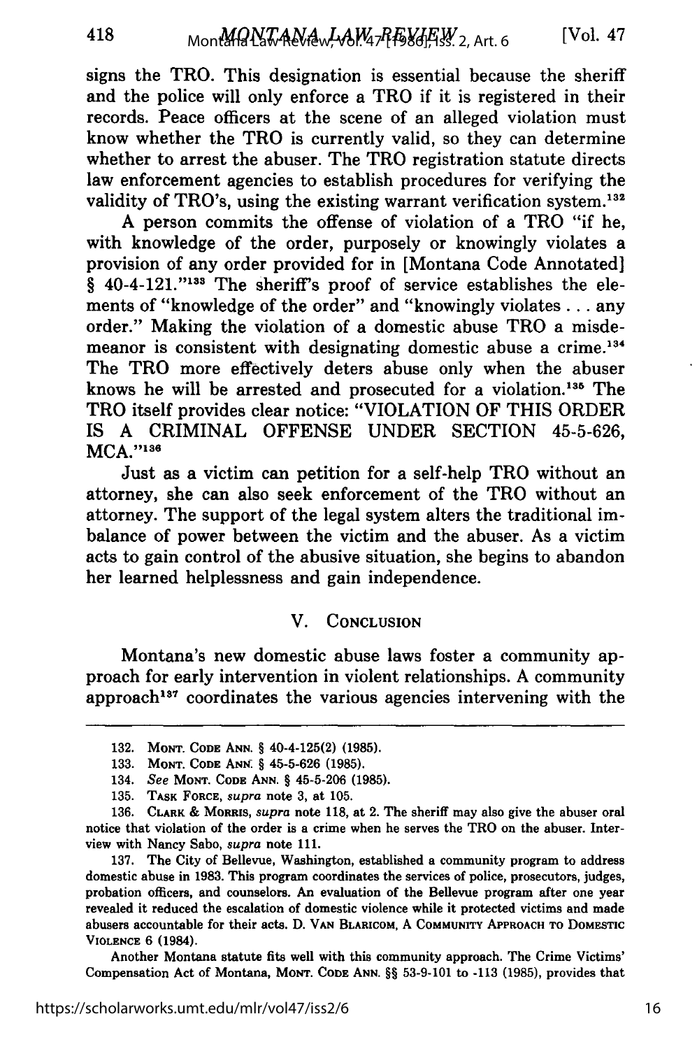signs the TRO. This designation is essential because the sheriff and the police will only enforce a TRO if it is registered in their records. Peace officers at the scene of an alleged violation must know whether the TRO is currently valid, so they can determine whether to arrest the abuser. The TRO registration statute directs law enforcement agencies to establish procedures for verifying the validity of TRO's, using the existing warrant verification system.[132]

A person commits the offense of violation of a TRO "if he, with knowledge of the order, purposely or knowingly violates a provision of any order provided for in [Montana Code Annotated] § 40-4-121."[133] The sheriff's proof of service establishes the elements of "knowledge of the order" and "knowingly violates . . . any order." Making the violation of a domestic abuse TRO a misdemeanor is consistent with designating domestic abuse a crime.[134] The TRO more effectively deters abuse only when the abuser knows he will be arrested and prosecuted for a violation.[135] The TRO itself provides clear notice: "VIOLATION OF THIS ORDER IS A CRIMINAL OFFENSE UNDER SECTION 45-5-626, MCA."[136]

Just as a victim can petition for a self-help TRO without an attorney, she can also seek enforcement of the TRO without an attorney. The support of the legal system alters the traditional imbalance of power between the victim and the abuser. As a victim acts to gain control of the abusive situation, she begins to abandon her learned helplessness and gain independence.

## V. Conclusion

Montana's new domestic abuse laws foster a community approach for early intervention in violent relationships. A community approach[137] coordinates the various agencies intervening with the

---

132. MONT. CODE ANN. § 40-4-125(2) (1985).

133. MONT. CODE ANN. § 45-5-626 (1985).

134. *See* MONT. CODE ANN. § 45-5-206 (1985).

135. TASK FORCE, *supra* note 3, at 105.

136. CLARK & MORRIS, *supra* note 118, at 2. The sheriff may also give the abuser oral notice that violation of the order is a crime when he serves the TRO on the abuser. Interview with Nancy Sabo, *supra* note 111.

137. The City of Bellevue, Washington, established a community program to address domestic abuse in 1983. This program coordinates the services of police, prosecutors, judges, probation officers, and counselors. An evaluation of the Bellevue program after one year revealed it reduced the escalation of domestic violence while it protected victims and made abusers accountable for their acts. D. VAN BLARICOM, A COMMUNITY APPROACH TO DOMESTIC VIOLENCE 6 (1984).

Another Montana statute fits well with this community approach. The Crime Victims' Compensation Act of Montana, MONT. CODE ANN. §§ 53-9-101 to -113 (1985), provides that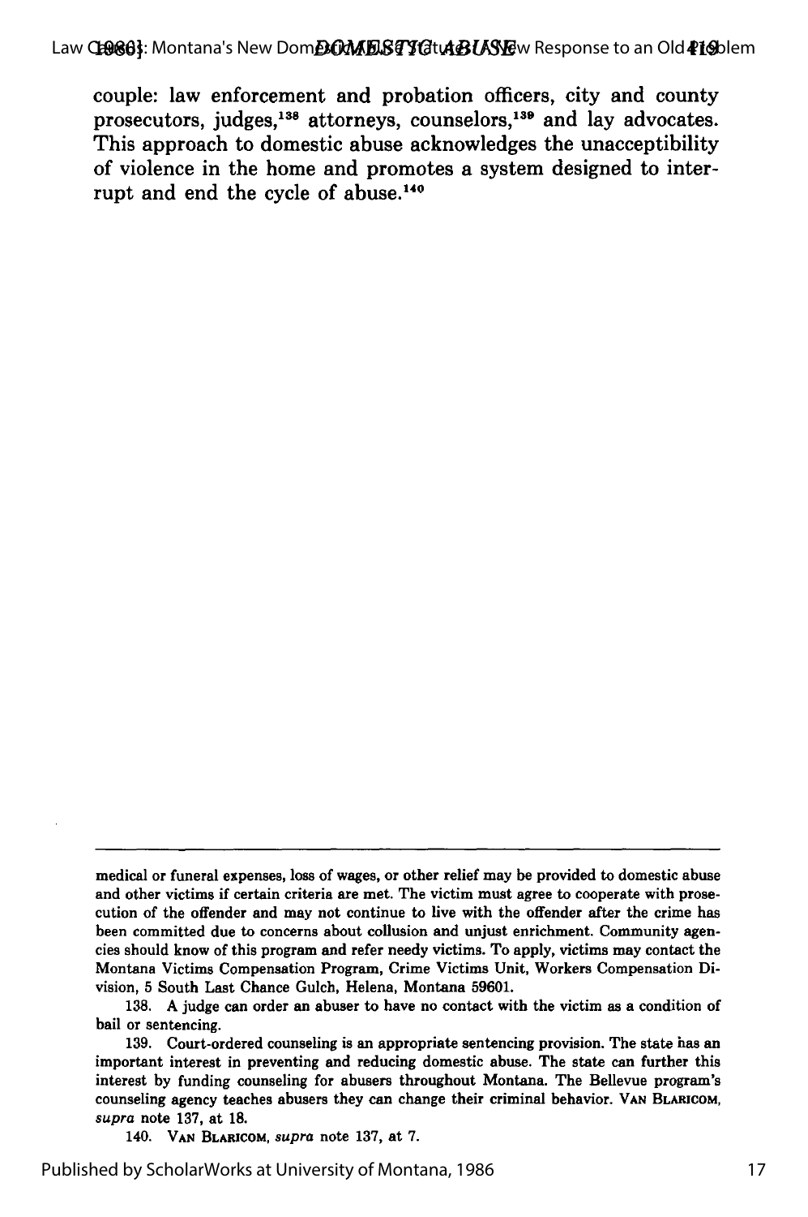couple: law enforcement and probation officers, city and county prosecutors, judges,[138] attorneys, counselors,[139] and lay advocates. This approach to domestic abuse acknowledges the unacceptibility of violence in the home and promotes a system designed to interrupt and end the cycle of abuse.[140]

---

medical or funeral expenses, loss of wages, or other relief may be provided to domestic abuse and other victims if certain criteria are met. The victim must agree to cooperate with prosecution of the offender and may not continue to live with the offender after the crime has been committed due to concerns about collusion and unjust enrichment. Community agencies should know of this program and refer needy victims. To apply, victims may contact the Montana Victims Compensation Program, Crime Victims Unit, Workers Compensation Division, 5 South Last Chance Gulch, Helena, Montana 59601.

138. A judge can order an abuser to have no contact with the victim as a condition of bail or sentencing.

139. Court-ordered counseling is an appropriate sentencing provision. The state has an important interest in preventing and reducing domestic abuse. The state can further this interest by funding counseling for abusers throughout Montana. The Bellevue program's counseling agency teaches abusers they can change their criminal behavior. VAN BLARICOM, *supra* note 137, at 18.

140. VAN BLARICOM, *supra* note 137, at 7.